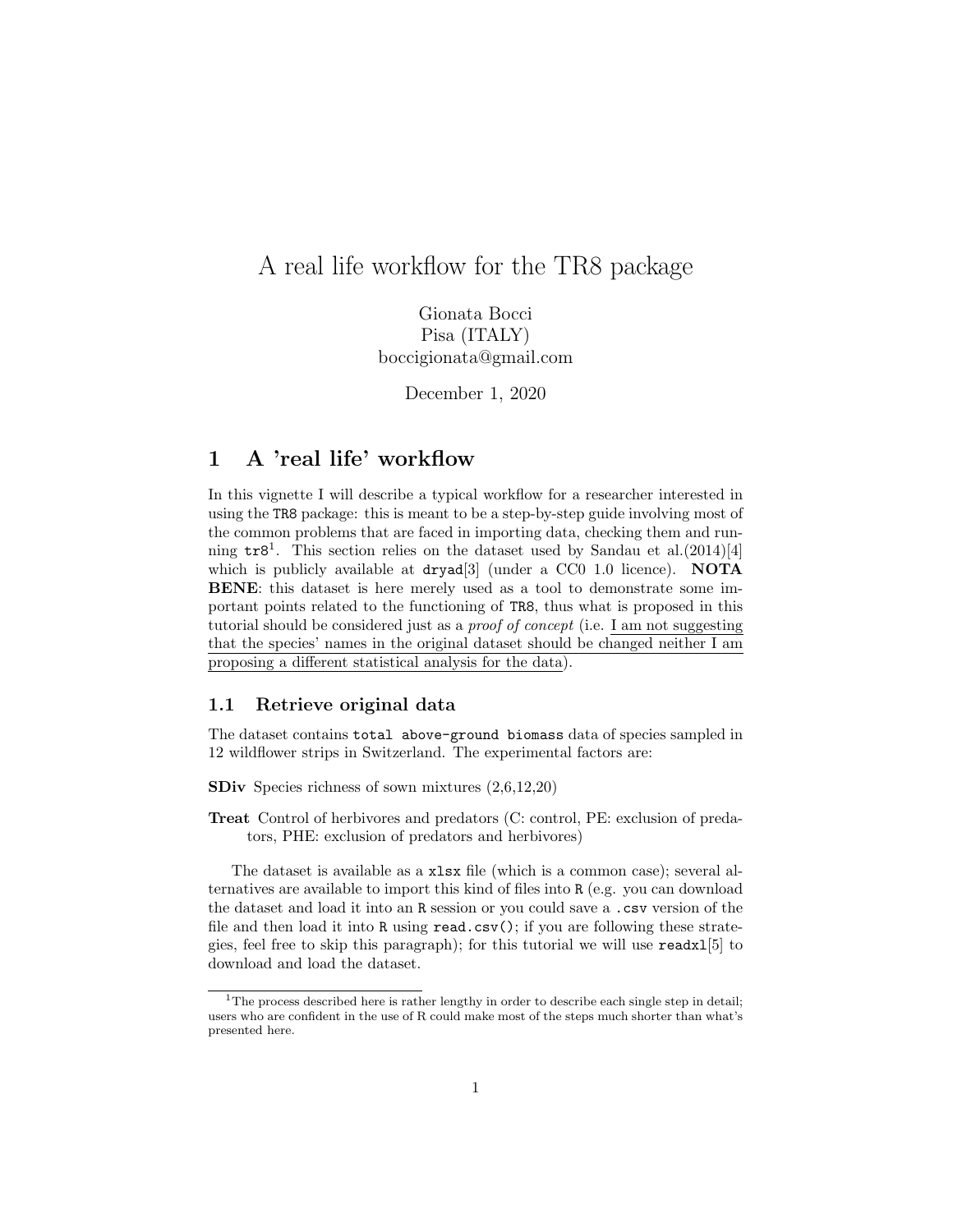# A real life workflow for the TR8 package

Gionata Bocci  
Pisa (ITALY)  
boccigionata@gmail.com

December 1, 2020

## 1 A 'real life' workflow

In this vignette I will describe a typical workflow for a researcher interested in using the `TR8` package: this is meant to be a step-by-step guide involving most of the common problems that are faced in importing data, checking them and running `tr8`[1]. This section relies on the dataset used by Sandau et al.(2014)[4] which is publicly available at `dryad`[3] (under a CC0 1.0 licence). **NOTA BENE**: this dataset is here merely used as a tool to demonstrate some important points related to the functioning of `TR8`, thus what is proposed in this tutorial should be considered just as a *proof of concept* (i.e. I am not suggesting that the species' names in the original dataset should be changed neither I am proposing a different statistical analysis for the data).

### 1.1 Retrieve original data

The dataset contains `total above-ground biomass` data of species sampled in 12 wildflower strips in Switzerland. The experimental factors are:

**SDiv** Species richness of sown mixtures (2,6,12,20)

**Treat** Control of herbivores and predators (C: control, PE: exclusion of predators, PHE: exclusion of predators and herbivores)

The dataset is available as a `xlsx` file (which is a common case); several alternatives are available to import this kind of files into `R` (e.g. you can download the dataset and load it into an `R` session or you could save a `.csv` version of the file and then load it into `R` using `read.csv()`; if you are following these strategies, feel free to skip this paragraph); for this tutorial we will use `readxl`[5] to download and load the dataset.

[1] The process described here is rather lengthy in order to describe each single step in detail; users who are confident in the use of R could make most of the steps much shorter than what's presented here.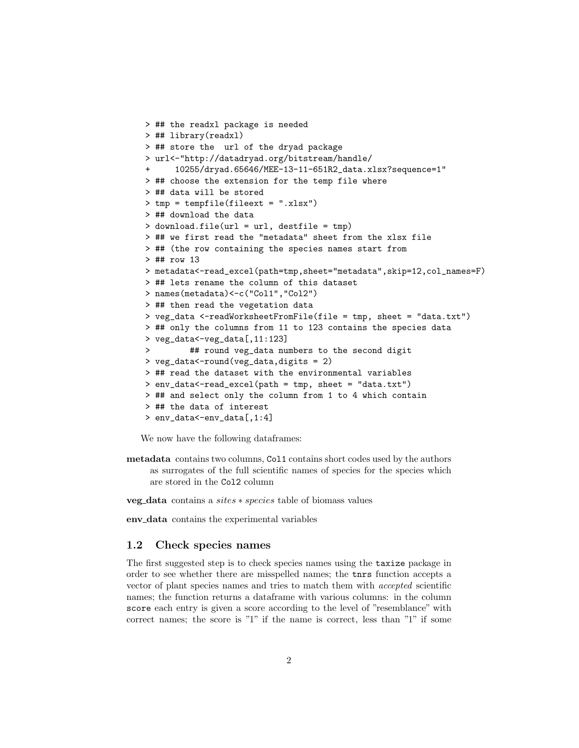```
> ## the readxl package is needed
> ## library(readxl)
> ## store the  url of the dryad package
> url<-"http://datadryad.org/bitstream/handle/
+     10255/dryad.65646/MEE-13-11-651R2_data.xlsx?sequence=1"
> ## choose the extension for the temp file where
> ## data will be stored
> tmp = tempfile(fileext = ".xlsx")
> ## download the data
> download.file(url = url, destfile = tmp)
> ## we first read the "metadata" sheet from the xlsx file
> ## (the row containing the species names start from
> ## row 13
> metadata<-read_excel(path=tmp,sheet="metadata",skip=12,col_names=F)
> ## lets rename the column of this dataset
> names(metadata)<-c("Col1","Col2")
> ## then read the vegetation data
> veg_data <-readWorksheetFromFile(file = tmp, sheet = "data.txt")
> ## only the columns from 11 to 123 contains the species data
> veg_data<-veg_data[,11:123]
>         ## round veg_data numbers to the second digit
> veg_data<-round(veg_data,digits = 2)
> ## read the dataset with the environmental variables
> env_data<-read_excel(path = tmp, sheet = "data.txt")
> ## and select only the column from 1 to 4 which contain
> ## the data of interest
> env_data<-env_data[,1:4]
```

We now have the following dataframes:

**metadata** contains two columns, `Col1` contains short codes used by the authors as surrogates of the full scientific names of species for the species which are stored in the `Col2` column

**veg_data** contains a *sites* ∗ *species* table of biomass values

**env_data** contains the experimental variables

## 1.2 Check species names

The first suggested step is to check species names using the `taxize` package in order to see whether there are misspelled names; the `tnrs` function accepts a vector of plant species names and tries to match them with *accepted* scientific names; the function returns a dataframe with various columns: in the column `score` each entry is given a score according to the level of "resemblance" with correct names; the score is "1" if the name is correct, less than "1" if some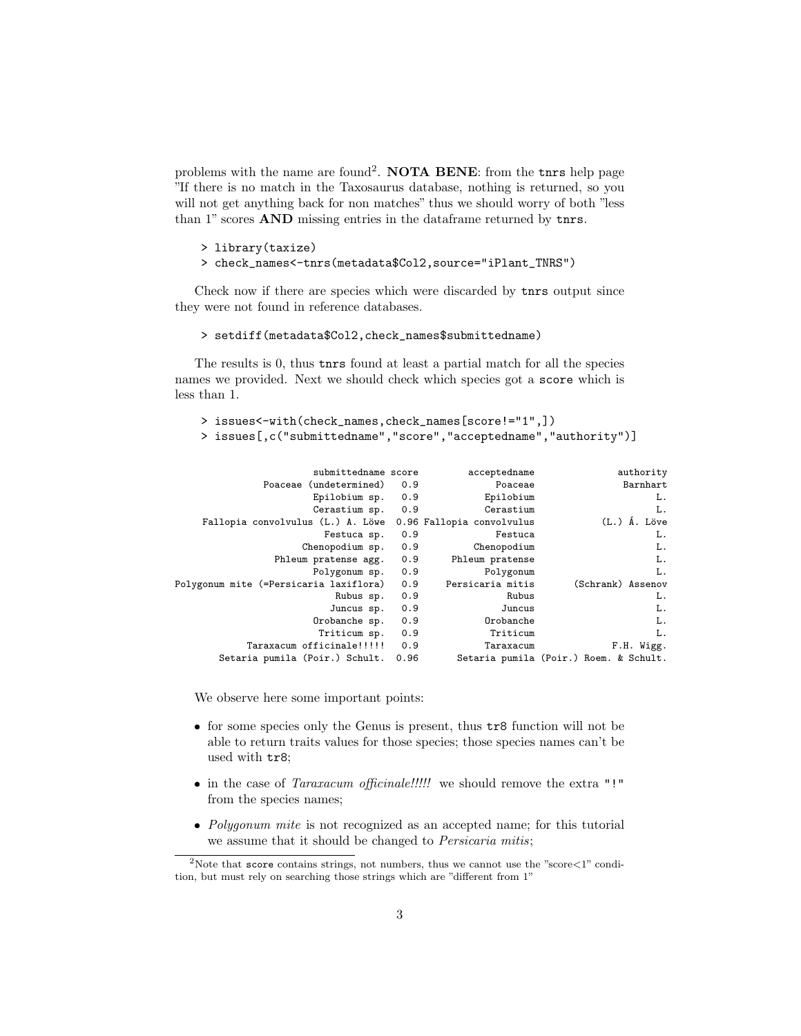problems with the name are found[2]. **NOTA BENE**: from the `tnrs` help page "If there is no match in the Taxosaurus database, nothing is returned, so you will not get anything back for non matches" thus we should worry of both "less than 1" scores **AND** missing entries in the dataframe returned by `tnrs`.

```
> library(taxize)
> check_names<-tnrs(metadata$Col2,source="iPlant_TNRS")
```

Check now if there are species which were discarded by `tnrs` output since they were not found in reference databases.

```
> setdiff(metadata$Col2,check_names$submittedname)
```

The results is 0, thus `tnrs` found at least a partial match for all the species names we provided. Next we should check which species got a `score` which is less than 1.

```
> issues<-with(check_names,check_names[score!="1",])
> issues[,c("submittedname","score","acceptedname","authority")]
```

```
                      submittedname score          acceptedname              authority
              Poaceae (undetermined)   0.9               Poaceae               Barnhart
                      Epilobium sp.   0.9             Epilobium                     L.
                      Cerastium sp.   0.9             Cerastium                     L.
    Fallopia convolvulus (L.) A. Löwe  0.96 Fallopia convolvulus           (L.) Á. Löve
                        Festuca sp.   0.9               Festuca                     L.
                    Chenopodium sp.   0.9           Chenopodium                     L.
               Phleum pratense agg.   0.9       Phleum pratense                     L.
                      Polygonum sp.   0.9             Polygonum                     L.
Polygonum mite (=Persicaria laxiflora)  0.9      Persicaria mitis       (Schrank) Assenov
                          Rubus sp.   0.9                 Rubus                     L.
                         Juncus sp.   0.9                Juncus                     L.
                      Orobanche sp.   0.9             Orobanche                     L.
                       Triticum sp.   0.9              Triticum                     L.
          Taraxacum officinale!!!!!   0.9             Taraxacum             F.H. Wigg.
      Setaria pumila (Poir.) Schult.  0.96       Setaria pumila (Poir.) Roem. & Schult.
```

We observe here some important points:

- for some species only the Genus is present, thus `tr8` function will not be able to return traits values for those species; those species names can't be used with `tr8`;
- in the case of *Taraxacum officinale!!!!!* we should remove the extra `"!"` from the species names;
- *Polygonum mite* is not recognized as an accepted name; for this tutorial we assume that it should be changed to *Persicaria mitis*;

[2] Note that `score` contains strings, not numbers, thus we cannot use the "score<1" condition, but must rely on searching those strings which are "different from 1"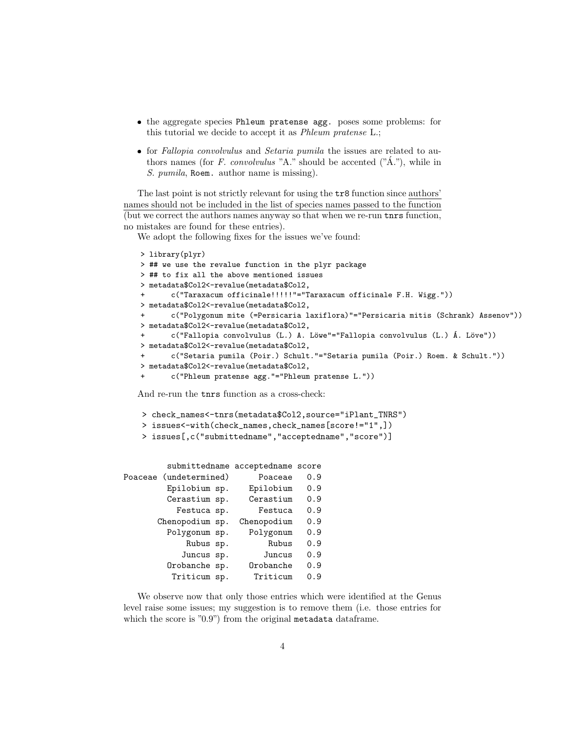- the aggregate species `Phleum pratense agg.` poses some problems: for this tutorial we decide to accept it as *Phleum pratense* L.;
- for *Fallopia convolvulus* and *Setaria pumila* the issues are related to authors names (for *F. convolvulus* "A." should be accented ("Á."), while in *S. pumila*, `Roem.` author name is missing).

The last point is not strictly relevant for using the `tr8` function since authors' names should not be included in the list of species names passed to the function (but we correct the authors names anyway so that when we re-run `tnrs` function, no mistakes are found for these entries).

We adopt the following fixes for the issues we've found:

```
> library(plyr)
> ## we use the revalue function in the plyr package
> ## to fix all the above mentioned issues
> metadata$Col2<-revalue(metadata$Col2,
+      c("Taraxacum officinale!!!!!"="Taraxacum officinale F.H. Wigg."))
> metadata$Col2<-revalue(metadata$Col2,
+      c("Polygonum mite (=Persicaria laxiflora)"="Persicaria mitis (Schrank) Assenov"))
> metadata$Col2<-revalue(metadata$Col2,
+      c("Fallopia convolvulus (L.) A. Löwe"="Fallopia convolvulus (L.) Á. Löve"))
> metadata$Col2<-revalue(metadata$Col2,
+      c("Setaria pumila (Poir.) Schult."="Setaria pumila (Poir.) Roem. & Schult."))
> metadata$Col2<-revalue(metadata$Col2,
+      c("Phleum pratense agg."="Phleum pratense L."))
```

And re-run the `tnrs` function as a cross-check:

```
> check_names<-tnrs(metadata$Col2,source="iPlant_TNRS")
> issues<-with(check_names,check_names[score!="1",])
> issues[,c("submittedname","acceptedname","score")]
```

```
        submittedname acceptedname score
Poaceae (undetermined)      Poaceae   0.9
         Epilobium sp.    Epilobium   0.9
         Cerastium sp.    Cerastium   0.9
           Festuca sp.      Festuca   0.9
       Chenopodium sp.  Chenopodium   0.9
         Polygonum sp.    Polygonum   0.9
             Rubus sp.        Rubus   0.9
            Juncus sp.       Juncus   0.9
         Orobanche sp.    Orobanche   0.9
          Triticum sp.     Triticum   0.9
```

We observe now that only those entries which were identified at the Genus level raise some issues; my suggestion is to remove them (i.e. those entries for which the score is "0.9") from the original `metadata` dataframe.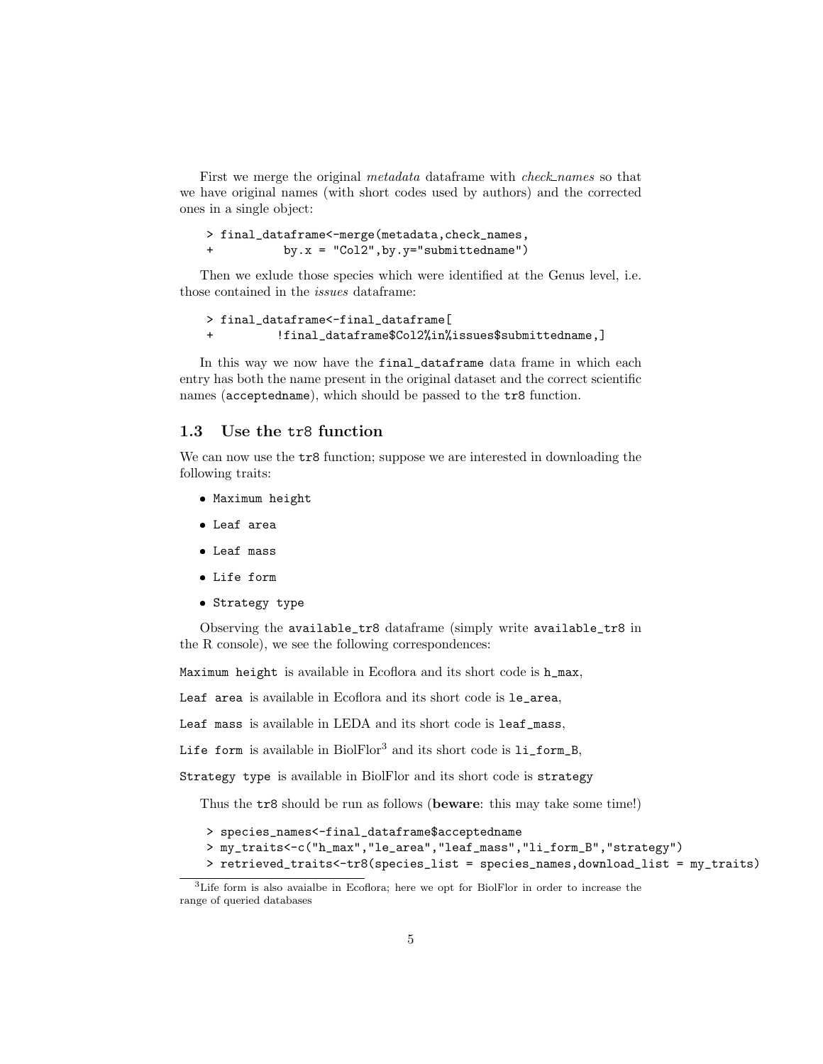First we merge the original *metadata* dataframe with *check_names* so that we have original names (with short codes used by authors) and the corrected ones in a single object:

```
> final_dataframe<-merge(metadata,check_names,
+           by.x = "Col2",by.y="submittedname")
```

Then we exlude those species which were identified at the Genus level, i.e. those contained in the *issues* dataframe:

```
> final_dataframe<-final_dataframe[
+         !final_dataframe$Col2%in%issues$submittedname,]
```

In this way we now have the `final_dataframe` data frame in which each entry has both the name present in the original dataset and the correct scientific names (`acceptedname`), which should be passed to the `tr8` function.

### 1.3 Use the tr8 function

We can now use the `tr8` function; suppose we are interested in downloading the following traits:

- `Maximum height`
- `Leaf area`
- `Leaf mass`
- `Life form`
- `Strategy type`

Observing the `available_tr8` dataframe (simply write `available_tr8` in the R console), we see the following correspondences:

`Maximum height` is available in Ecoflora and its short code is `h_max`,

`Leaf area` is available in Ecoflora and its short code is `le_area`,

`Leaf mass` is available in LEDA and its short code is `leaf_mass`,

`Life form` is available in BiolFlor[3] and its short code is `li_form_B`,

`Strategy type` is available in BiolFlor and its short code is `strategy`

Thus the `tr8` should be run as follows (**beware**: this may take some time!)

```
> species_names<-final_dataframe$acceptedname
> my_traits<-c("h_max","le_area","leaf_mass","li_form_B","strategy")
> retrieved_traits<-tr8(species_list = species_names,download_list = my_traits)
```

[3] Life form is also avaialbe in Ecoflora; here we opt for BiolFlor in order to increase the range of queried databases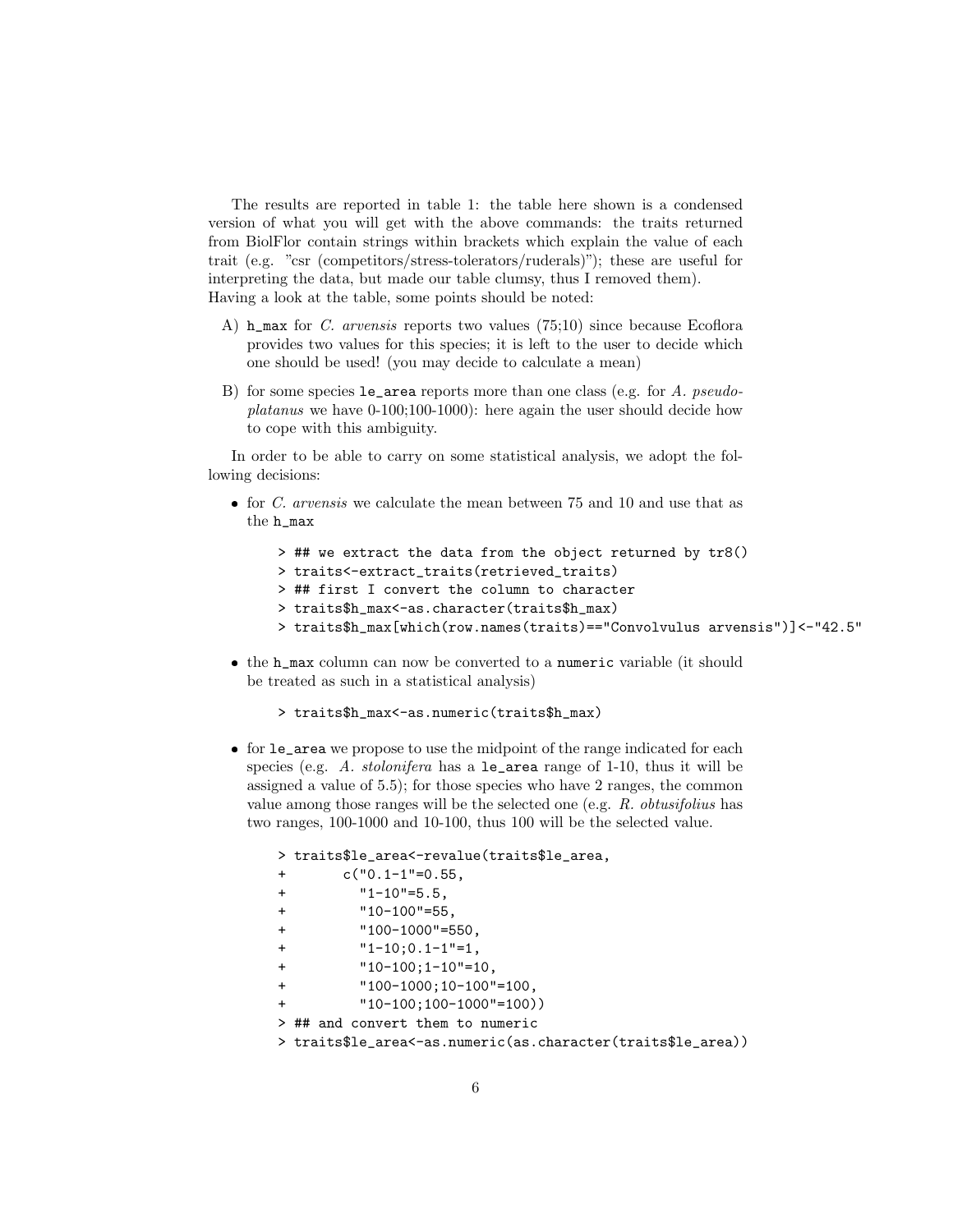The results are reported in table 1: the table here shown is a condensed version of what you will get with the above commands: the traits returned from BiolFlor contain strings within brackets which explain the value of each trait (e.g. "csr (competitors/stress-tolerators/ruderals)"); these are useful for interpreting the data, but made our table clumsy, thus I removed them).
Having a look at the table, some points should be noted:

A) `h_max` for *C. arvensis* reports two values (75;10) since because Ecoflora provides two values for this species; it is left to the user to decide which one should be used! (you may decide to calculate a mean)

B) for some species `le_area` reports more than one class (e.g. for *A. pseudoplatanus* we have 0-100;100-1000): here again the user should decide how to cope with this ambiguity.

In order to be able to carry on some statistical analysis, we adopt the following decisions:

- for *C. arvensis* we calculate the mean between 75 and 10 and use that as the `h_max`

```
> ## we extract the data from the object returned by tr8()
> traits<-extract_traits(retrieved_traits)
> ## first I convert the column to character
> traits$h_max<-as.character(traits$h_max)
> traits$h_max[which(row.names(traits)=="Convolvulus arvensis")]<-"42.5"
```

- the `h_max` column can now be converted to a `numeric` variable (it should be treated as such in a statistical analysis)

```
> traits$h_max<-as.numeric(traits$h_max)
```

- for `le_area` we propose to use the midpoint of the range indicated for each species (e.g. *A. stolonifera* has a `le_area` range of 1-10, thus it will be assigned a value of 5.5); for those species who have 2 ranges, the common value among those ranges will be the selected one (e.g. *R. obtusifolius* has two ranges, 100-1000 and 10-100, thus 100 will be the selected value.

```
> traits$le_area<-revalue(traits$le_area,
+       c("0.1-1"=0.55,
+         "1-10"=5.5,
+         "10-100"=55,
+         "100-1000"=550,
+         "1-10;0.1-1"=1,
+         "10-100;1-10"=10,
+         "100-1000;10-100"=100,
+         "10-100;100-1000"=100))
> ## and convert them to numeric
> traits$le_area<-as.numeric(as.character(traits$le_area))
```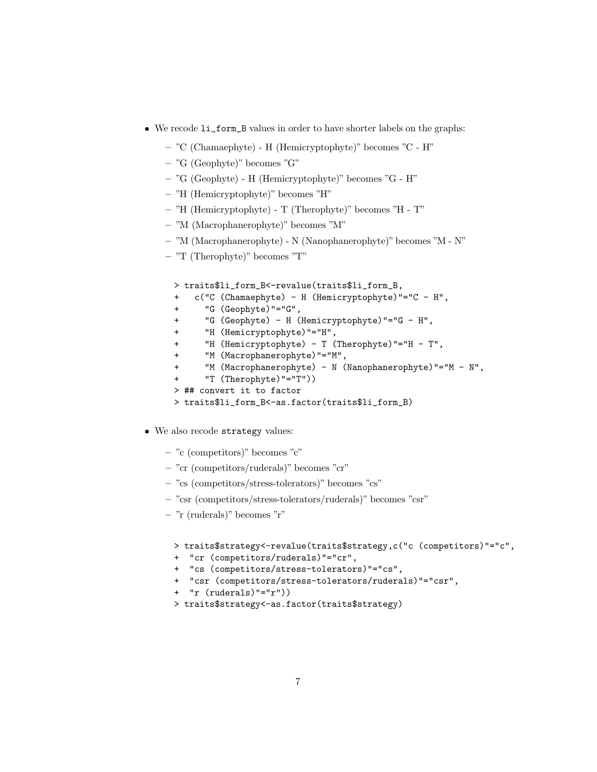- We recode `li_form_B` values in order to have shorter labels on the graphs:
  - "C (Chamaephyte) - H (Hemicryptophyte)" becomes "C - H"
  - "G (Geophyte)" becomes "G"
  - "G (Geophyte) - H (Hemicryptophyte)" becomes "G - H"
  - "H (Hemicryptophyte)" becomes "H"
  - "H (Hemicryptophyte) - T (Therophyte)" becomes "H - T"
  - "M (Macrophanerophyte)" becomes "M"
  - "M (Macrophanerophyte) - N (Nanophanerophyte)" becomes "M - N"
  - "T (Therophyte)" becomes "T"

```
> traits$li_form_B<-revalue(traits$li_form_B,
+   c("C (Chamaephyte) - H (Hemicryptophyte)"="C - H",
+     "G (Geophyte)"="G",
+     "G (Geophyte) - H (Hemicryptophyte)"="G - H",
+     "H (Hemicryptophyte)"="H",
+     "H (Hemicryptophyte) - T (Therophyte)"="H - T",
+     "M (Macrophanerophyte)"="M",
+     "M (Macrophanerophyte) - N (Nanophanerophyte)"="M - N",
+     "T (Therophyte)"="T"))
> ## convert it to factor
> traits$li_form_B<-as.factor(traits$li_form_B)
```

- We also recode `strategy` values:
  - "c (competitors)" becomes "c"
  - "cr (competitors/ruderals)" becomes "cr"
  - "cs (competitors/stress-tolerators)" becomes "cs"
  - "csr (competitors/stress-tolerators/ruderals)" becomes "csr"
  - "r (ruderals)" becomes "r"

```
> traits$strategy<-revalue(traits$strategy,c("c (competitors)"="c",
+  "cr (competitors/ruderals)"="cr",
+  "cs (competitors/stress-tolerators)"="cs",
+  "csr (competitors/stress-tolerators/ruderals)"="csr",
+  "r (ruderals)"="r"))
> traits$strategy<-as.factor(traits$strategy)
```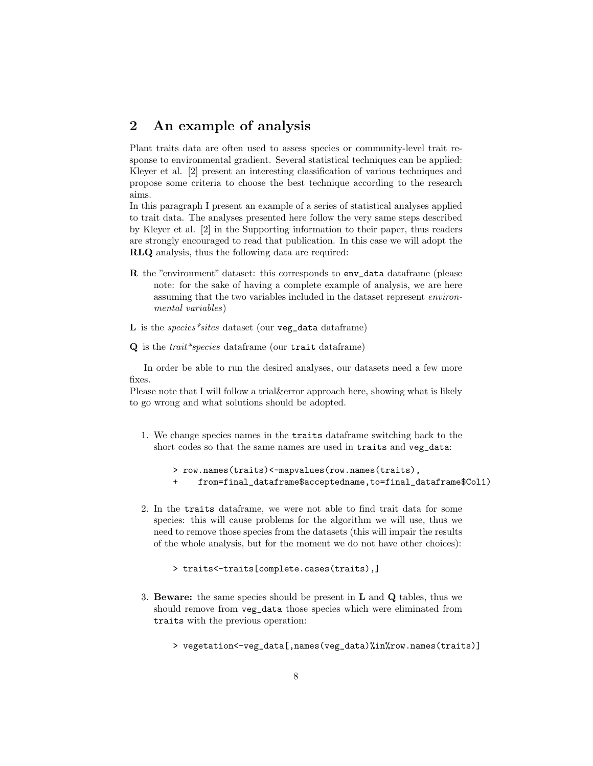## 2 An example of analysis

Plant traits data are often used to assess species or community-level trait response to environmental gradient. Several statistical techniques can be applied: Kleyer et al. [2] present an interesting classification of various techniques and propose some criteria to choose the best technique according to the research aims.

In this paragraph I present an example of a series of statistical analyses applied to trait data. The analyses presented here follow the very same steps described by Kleyer et al. [2] in the Supporting information to their paper, thus readers are strongly encouraged to read that publication. In this case we will adopt the **RLQ** analysis, thus the following data are required:

**R** the "environment" dataset: this corresponds to `env_data` dataframe (please note: for the sake of having a complete example of analysis, we are here assuming that the two variables included in the dataset represent *environmental variables*)

**L** is the *species*sites* dataset (our `veg_data` dataframe)

**Q** is the *trait*species* dataframe (our `trait` dataframe)

In order be able to run the desired analyses, our datasets need a few more fixes.

Please note that I will follow a trial&error approach here, showing what is likely to go wrong and what solutions should be adopted.

1. We change species names in the `traits` dataframe switching back to the short codes so that the same names are used in `traits` and `veg_data`:

   ```
   > row.names(traits)<-mapvalues(row.names(traits),
   +    from=final_dataframe$acceptedname,to=final_dataframe$Col1)
   ```

2. In the `traits` dataframe, we were not able to find trait data for some species: this will cause problems for the algorithm we will use, thus we need to remove those species from the datasets (this will impair the results of the whole analysis, but for the moment we do not have other choices):

   ```
   > traits<-traits[complete.cases(traits),]
   ```

3. **Beware:** the same species should be present in **L** and **Q** tables, thus we should remove from `veg_data` those species which were eliminated from `traits` with the previous operation:

   ```
   > vegetation<-veg_data[,names(veg_data)%in%row.names(traits)]
   ```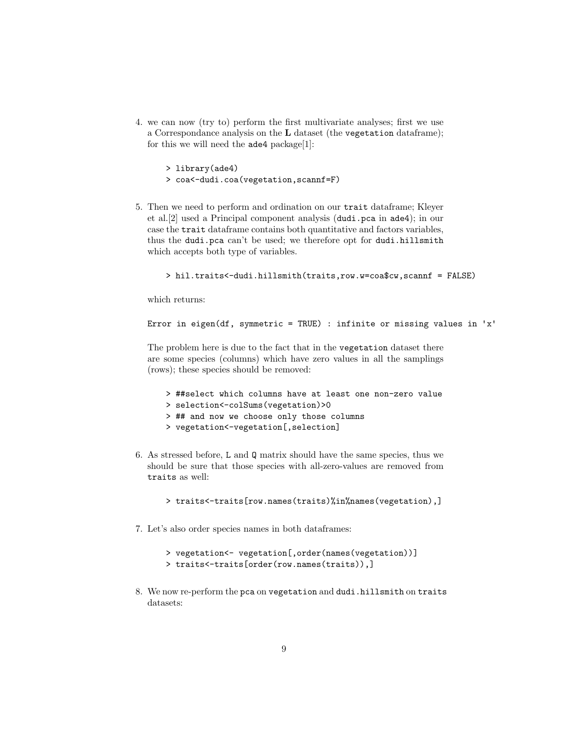4. we can now (try to) perform the first multivariate analyses; first we use a Correspondance analysis on the **L** dataset (the `vegetation` dataframe); for this we will need the `ade4` package[1]:

```
> library(ade4)
> coa<-dudi.coa(vegetation,scannf=F)
```

5. Then we need to perform and ordination on our `trait` dataframe; Kleyer et al.[2] used a Principal component analysis (`dudi.pca` in `ade4`); in our case the `trait` dataframe contains both quantitative and factors variables, thus the `dudi.pca` can't be used; we therefore opt for `dudi.hillsmith` which accepts both type of variables.

```
> hil.traits<-dudi.hillsmith(traits,row.w=coa$cw,scannf = FALSE)
```

which returns:

```
Error in eigen(df, symmetric = TRUE) : infinite or missing values in 'x'
```

The problem here is due to the fact that in the `vegetation` dataset there are some species (columns) which have zero values in all the samplings (rows); these species should be removed:

```
> ##select which columns have at least one non-zero value
> selection<-colSums(vegetation)>0
> ## and now we choose only those columns
> vegetation<-vegetation[,selection]
```

6. As stressed before, `L` and `Q` matrix should have the same species, thus we should be sure that those species with all-zero-values are removed from `traits` as well:

```
> traits<-traits[row.names(traits)%in%names(vegetation),]
```

7. Let's also order species names in both dataframes:

```
> vegetation<- vegetation[,order(names(vegetation))]
> traits<-traits[order(row.names(traits)),]
```

8. We now re-perform the `pca` on `vegetation` and `dudi.hillsmith` on `traits` datasets: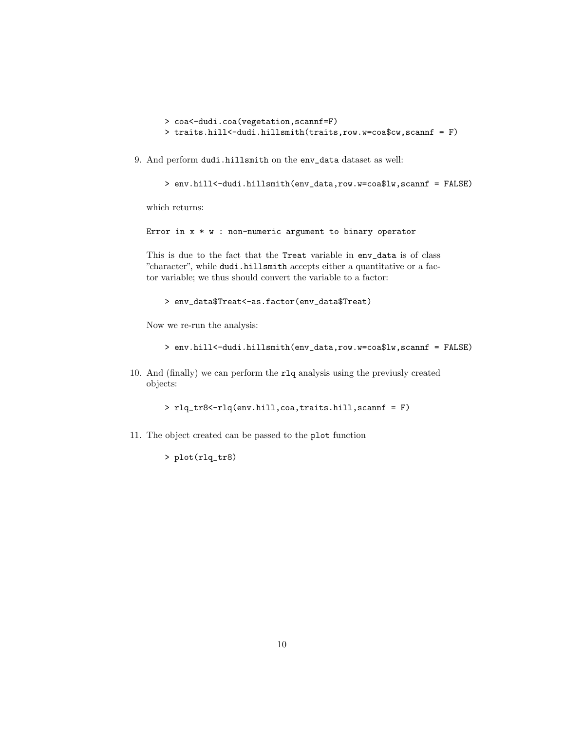```
> coa<-dudi.coa(vegetation,scannf=F)
> traits.hill<-dudi.hillsmith(traits,row.w=coa$cw,scannf = F)
```

9. And perform `dudi.hillsmith` on the `env_data` dataset as well:

   ```
   > env.hill<-dudi.hillsmith(env_data,row.w=coa$lw,scannf = FALSE)
   ```

   which returns:

   ```
   Error in x * w : non-numeric argument to binary operator
   ```

   This is due to the fact that the `Treat` variable in `env_data` is of class "character", while `dudi.hillsmith` accepts either a quantitative or a factor variable; we thus should convert the variable to a factor:

   ```
   > env_data$Treat<-as.factor(env_data$Treat)
   ```

   Now we re-run the analysis:

   ```
   > env.hill<-dudi.hillsmith(env_data,row.w=coa$lw,scannf = FALSE)
   ```

10. And (finally) we can perform the `rlq` analysis using the previusly created objects:

    ```
    > rlq_tr8<-rlq(env.hill,coa,traits.hill,scannf = F)
    ```

11. The object created can be passed to the `plot` function

    ```
    > plot(rlq_tr8)
    ```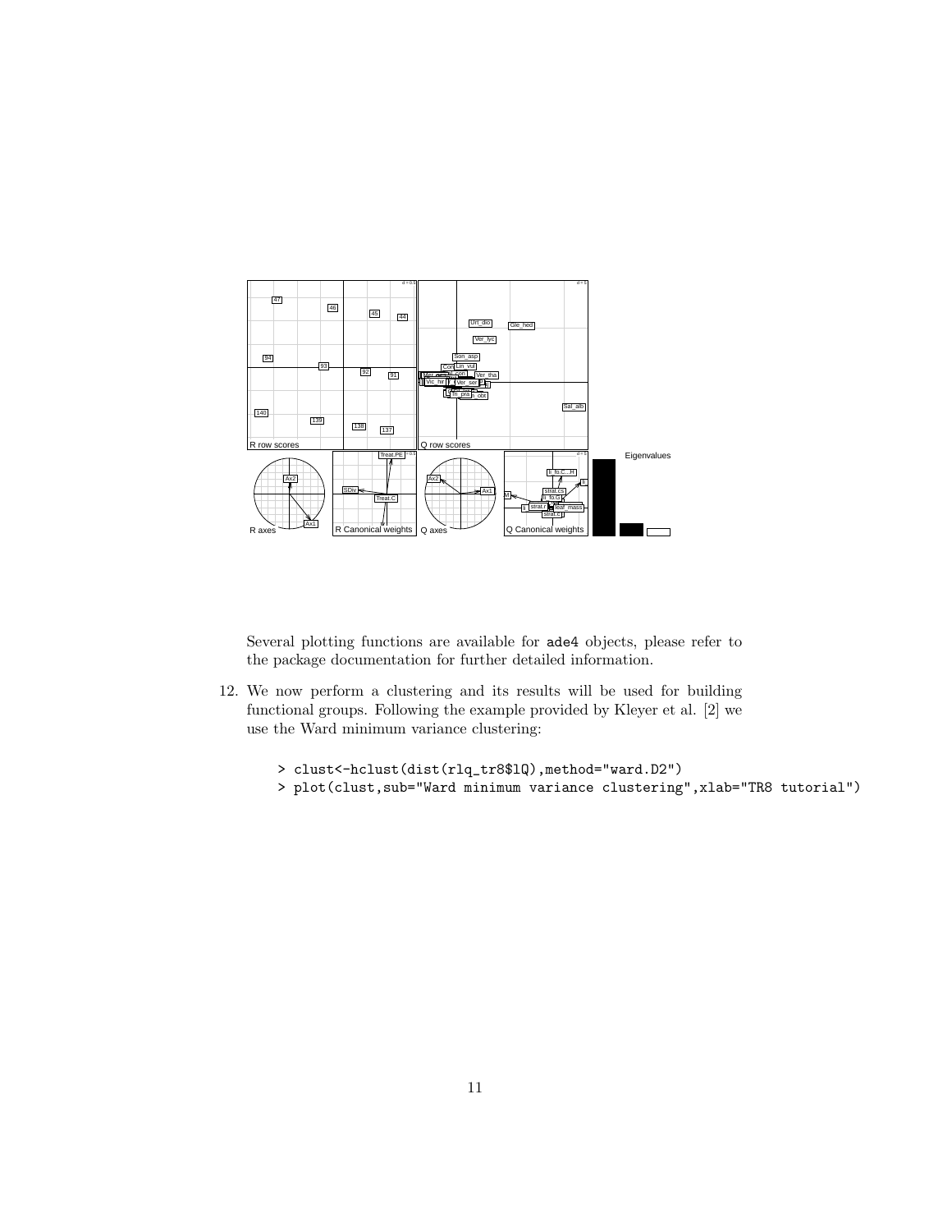Several plotting functions are available for ade4 objects, please refer to the package documentation for further detailed information.

12. We now perform a clustering and its results will be used for building functional groups. Following the example provided by Kleyer et al. [2] we use the Ward minimum variance clustering:

```
> clust<-hclust(dist(rlq_tr8$lQ),method="ward.D2")
> plot(clust,sub="Ward minimum variance clustering",xlab="TR8 tutorial")
```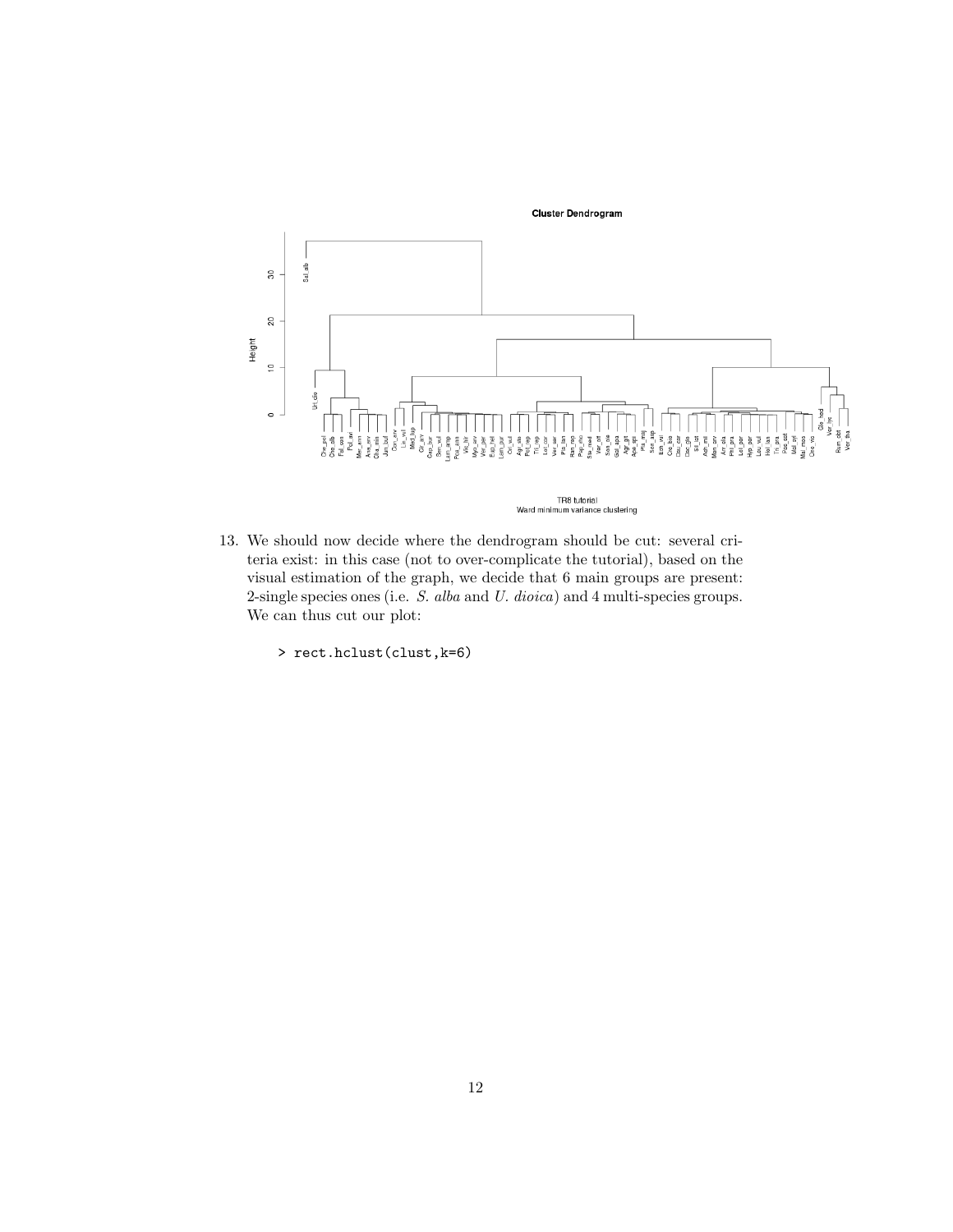13. We should now decide where the dendrogram should be cut: several criteria exist: in this case (not to over-complicate the tutorial), based on the visual estimation of the graph, we decide that 6 main groups are present: 2-single species ones (i.e. *S. alba* and *U. dioica*) and 4 multi-species groups. We can thus cut our plot:

```
> rect.hclust(clust,k=6)
```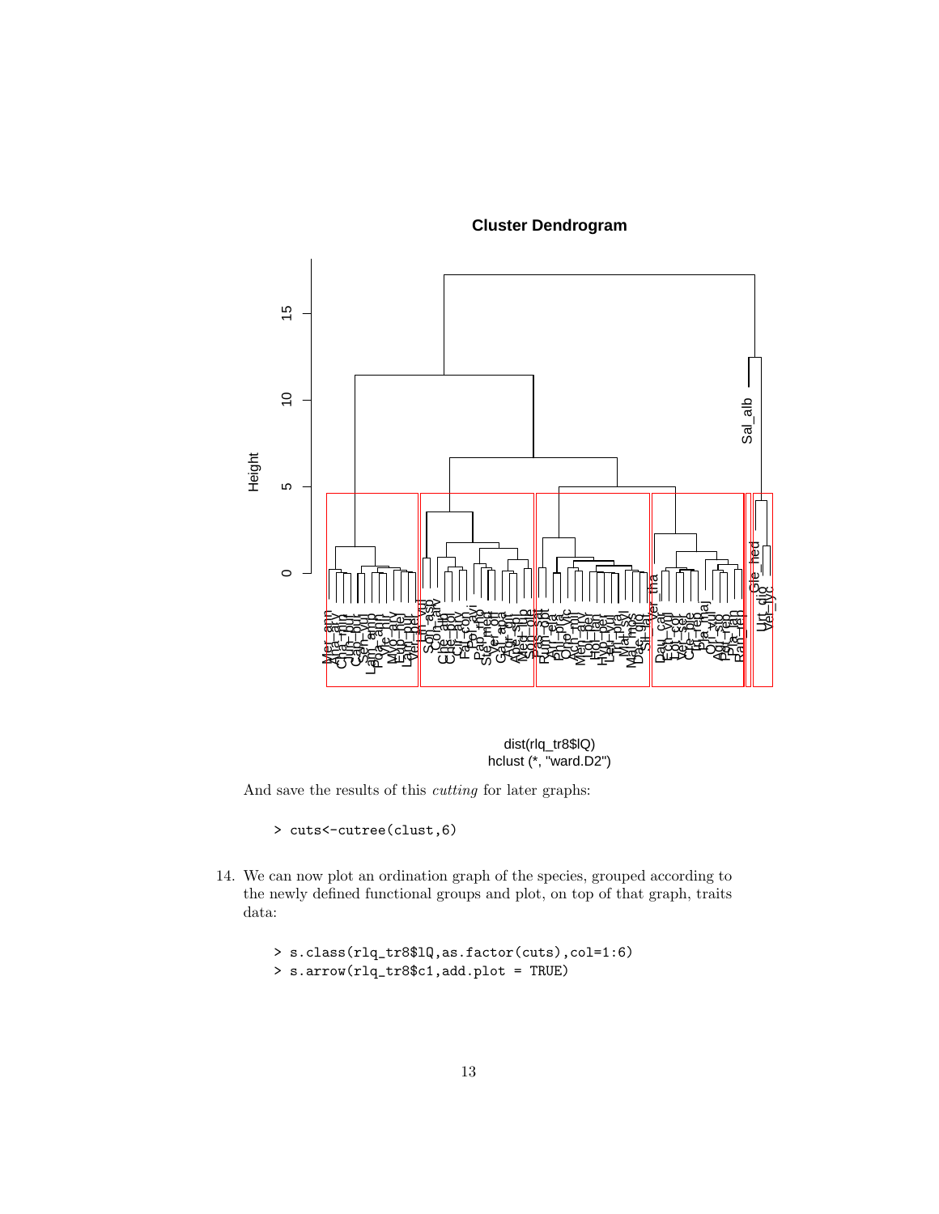And save the results of this *cutting* for later graphs:

```
> cuts<-cutree(clust,6)
```

14. We can now plot an ordination graph of the species, grouped according to the newly defined functional groups and plot, on top of that graph, traits data:

```
> s.class(rlq_tr8$lQ,as.factor(cuts),col=1:6)
> s.arrow(rlq_tr8$c1,add.plot = TRUE)
```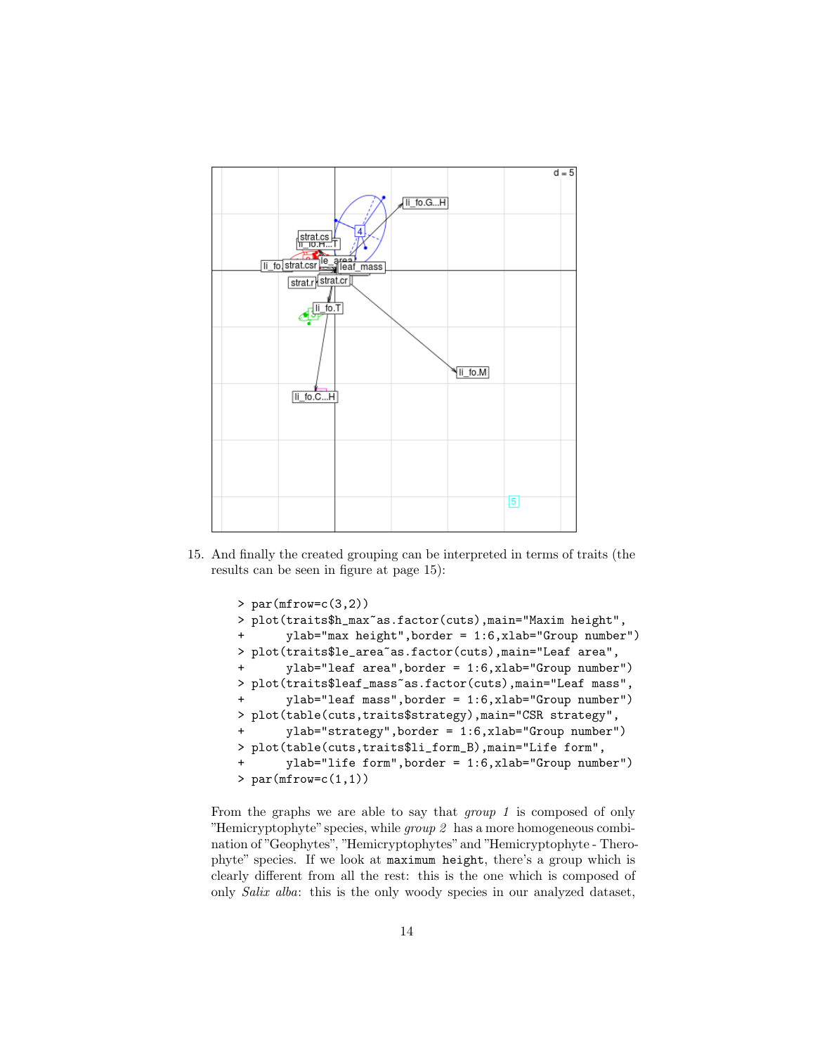15. And finally the created grouping can be interpreted in terms of traits (the results can be seen in figure at page 15):

```
> par(mfrow=c(3,2))
> plot(traits$h_max~as.factor(cuts),main="Maxim height",
+      ylab="max height",border = 1:6,xlab="Group number")
> plot(traits$le_area~as.factor(cuts),main="Leaf area",
+      ylab="leaf area",border = 1:6,xlab="Group number")
> plot(traits$leaf_mass~as.factor(cuts),main="Leaf mass",
+      ylab="leaf mass",border = 1:6,xlab="Group number")
> plot(table(cuts,traits$strategy),main="CSR strategy",
+      ylab="strategy",border = 1:6,xlab="Group number")
> plot(table(cuts,traits$li_form_B),main="Life form",
+      ylab="life form",border = 1:6,xlab="Group number")
> par(mfrow=c(1,1))
```

From the graphs we are able to say that *group 1* is composed of only "Hemicryptophyte" species, while *group 2* has a more homogeneous combination of "Geophytes", "Hemicryptophytes" and "Hemicryptophyte - Therophyte" species. If we look at `maximum height`, there's a group which is clearly different from all the rest: this is the one which is composed of only *Salix alba*: this is the only woody species in our analyzed dataset,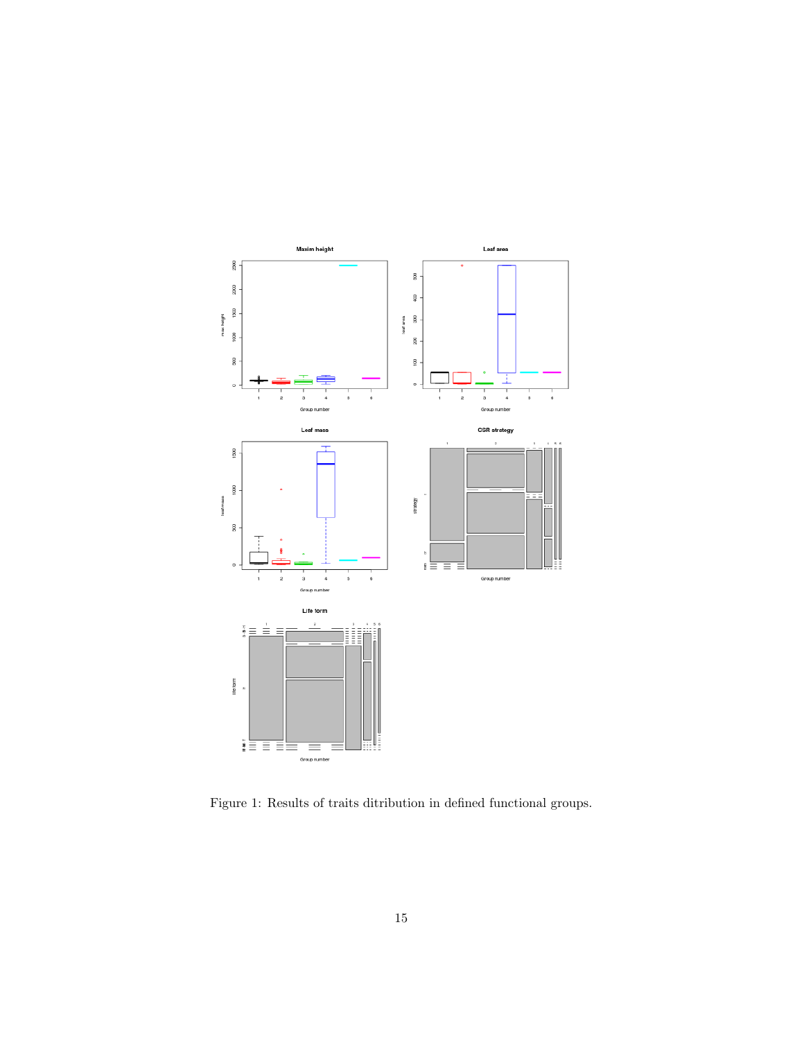Figure 1: Results of traits ditribution in defined functional groups.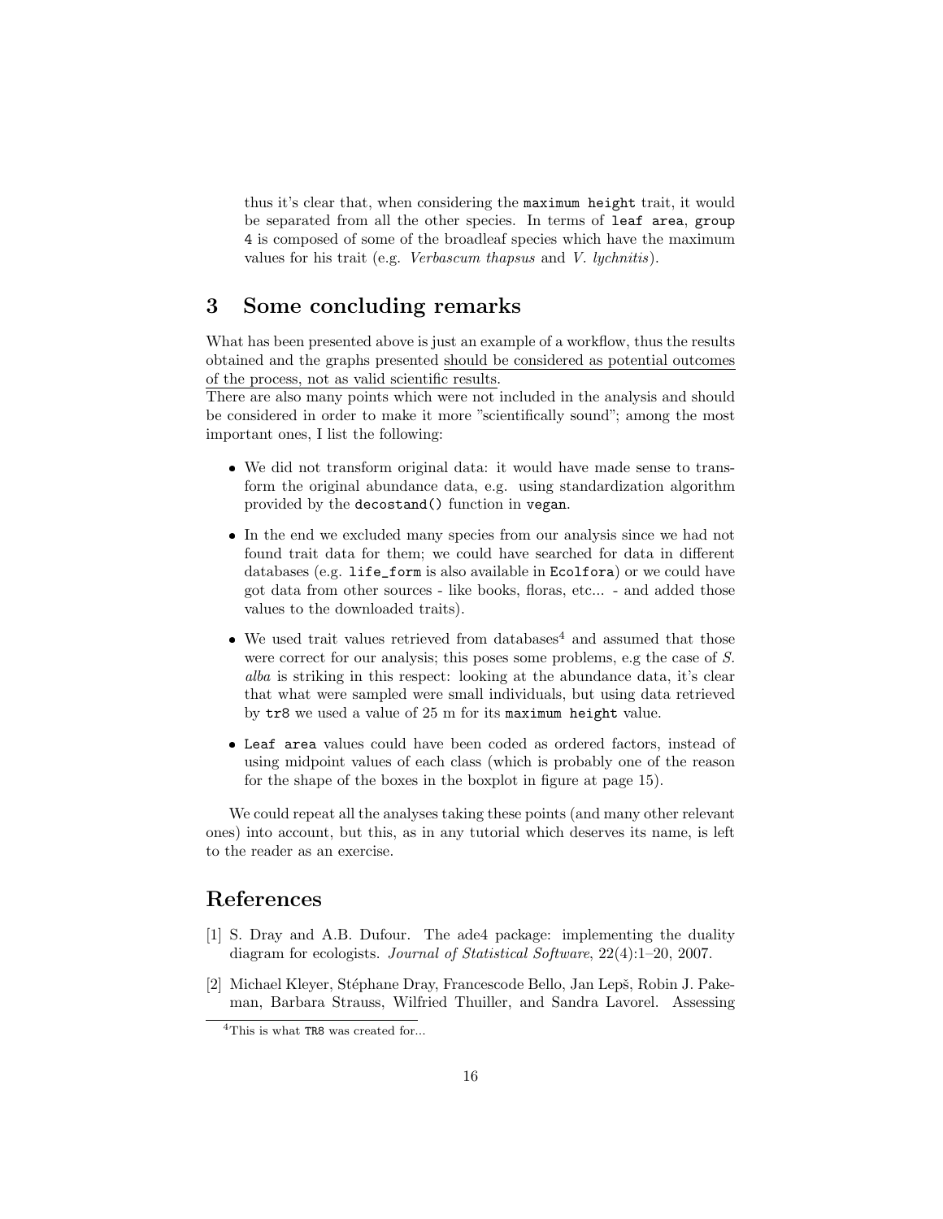thus it's clear that, when considering the `maximum height` trait, it would be separated from all the other species. In terms of `leaf area`, `group 4` is composed of some of the broadleaf species which have the maximum values for his trait (e.g. *Verbascum thapsus* and *V. lychnitis*).

## 3 Some concluding remarks

What has been presented above is just an example of a workflow, thus the results obtained and the graphs presented <u>should be considered as potential outcomes of the process, not as valid scientific results</u>.
There are also many points which were not included in the analysis and should be considered in order to make it more "scientifically sound"; among the most important ones, I list the following:

- We did not transform original data: it would have made sense to transform the original abundance data, e.g. using standardization algorithm provided by the `decostand()` function in `vegan`.
- In the end we excluded many species from our analysis since we had not found trait data for them; we could have searched for data in different databases (e.g. `life_form` is also available in `Ecolfora`) or we could have got data from other sources - like books, floras, etc... - and added those values to the downloaded traits).
- We used trait values retrieved from databases[4] and assumed that those were correct for our analysis; this poses some problems, e.g the case of *S. alba* is striking in this respect: looking at the abundance data, it's clear that what were sampled were small individuals, but using data retrieved by `tr8` we used a value of 25 m for its `maximum height` value.
- `Leaf area` values could have been coded as ordered factors, instead of using midpoint values of each class (which is probably one of the reason for the shape of the boxes in the boxplot in figure at page 15).

We could repeat all the analyses taking these points (and many other relevant ones) into account, but this, as in any tutorial which deserves its name, is left to the reader as an exercise.

## References

[1] S. Dray and A.B. Dufour. The ade4 package: implementing the duality diagram for ecologists. *Journal of Statistical Software*, 22(4):1–20, 2007.

[2] Michael Kleyer, Stéphane Dray, Francescode Bello, Jan Lepš, Robin J. Pakeman, Barbara Strauss, Wilfried Thuiller, and Sandra Lavorel. Assessing

[4] This is what `TR8` was created for...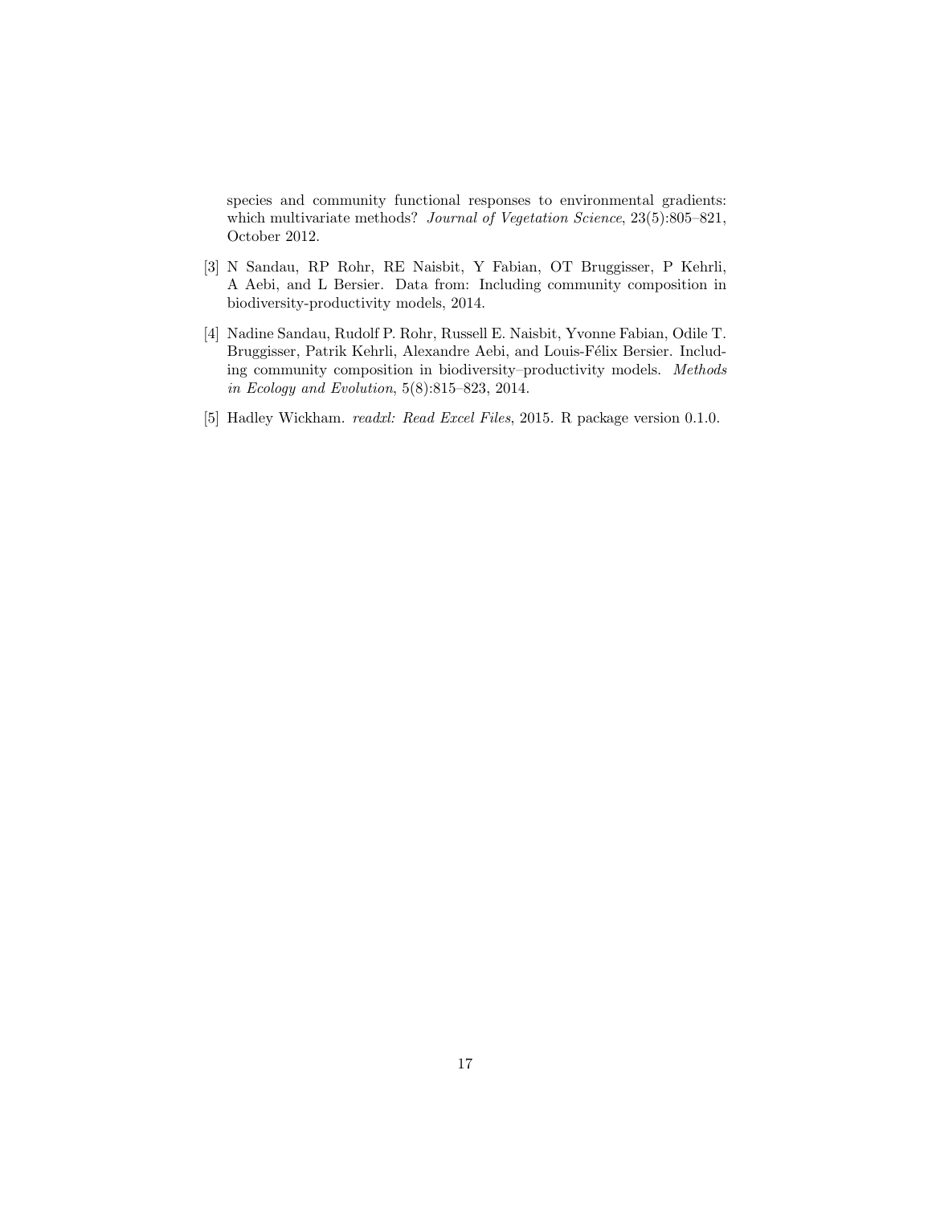species and community functional responses to environmental gradients: which multivariate methods? *Journal of Vegetation Science*, 23(5):805–821, October 2012.

[3] N Sandau, RP Rohr, RE Naisbit, Y Fabian, OT Bruggisser, P Kehrli, A Aebi, and L Bersier. Data from: Including community composition in biodiversity-productivity models, 2014.

[4] Nadine Sandau, Rudolf P. Rohr, Russell E. Naisbit, Yvonne Fabian, Odile T. Bruggisser, Patrik Kehrli, Alexandre Aebi, and Louis-Félix Bersier. Including community composition in biodiversity–productivity models. *Methods in Ecology and Evolution*, 5(8):815–823, 2014.

[5] Hadley Wickham. *readxl: Read Excel Files*, 2015. R package version 0.1.0.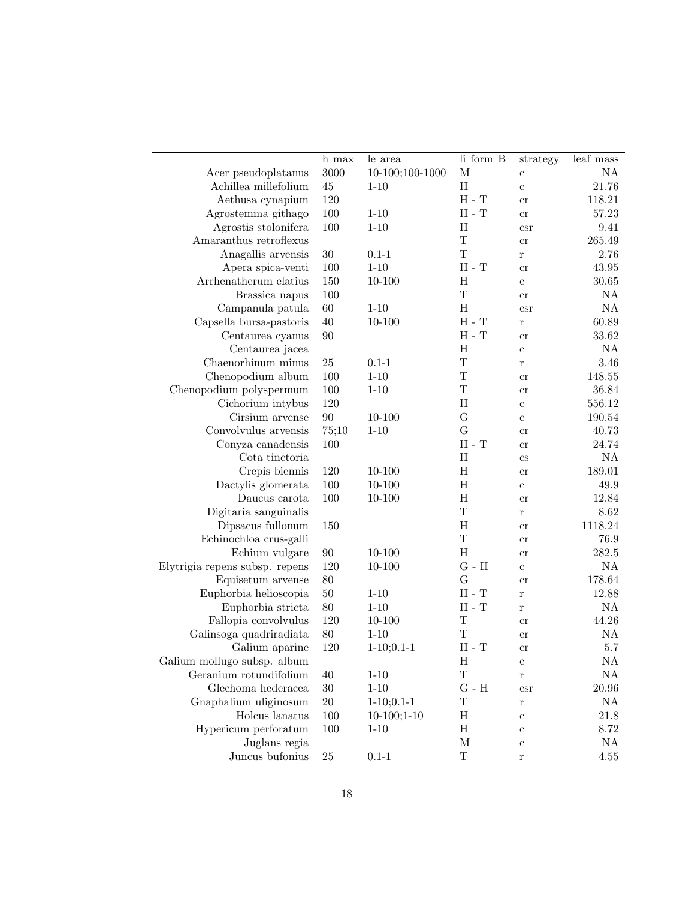| | h_max | le_area | li_form_B | strategy | leaf_mass |
|---|---|---|---|---|---|
| Acer pseudoplatanus | 3000 | 10-100;100-1000 | M | c | NA |
| Achillea millefolium | 45 | 1-10 | H | c | 21.76 |
| Aethusa cynapium | 120 | | H - T | cr | 118.21 |
| Agrostemma githago | 100 | 1-10 | H - T | cr | 57.23 |
| Agrostis stolonifera | 100 | 1-10 | H | csr | 9.41 |
| Amaranthus retroflexus | | | T | cr | 265.49 |
| Anagallis arvensis | 30 | 0.1-1 | T | r | 2.76 |
| Apera spica-venti | 100 | 1-10 | H - T | cr | 43.95 |
| Arrhenatherum elatius | 150 | 10-100 | H | c | 30.65 |
| Brassica napus | 100 | | T | cr | NA |
| Campanula patula | 60 | 1-10 | H | csr | NA |
| Capsella bursa-pastoris | 40 | 10-100 | H - T | r | 60.89 |
| Centaurea cyanus | 90 | | H - T | cr | 33.62 |
| Centaurea jacea | | | H | c | NA |
| Chaenorhinum minus | 25 | 0.1-1 | T | r | 3.46 |
| Chenopodium album | 100 | 1-10 | T | cr | 148.55 |
| Chenopodium polyspermum | 100 | 1-10 | T | cr | 36.84 |
| Cichorium intybus | 120 | | H | c | 556.12 |
| Cirsium arvense | 90 | 10-100 | G | c | 190.54 |
| Convolvulus arvensis | 75;10 | 1-10 | G | cr | 40.73 |
| Conyza canadensis | 100 | | H - T | cr | 24.74 |
| Cota tinctoria | | | H | cs | NA |
| Crepis biennis | 120 | 10-100 | H | cr | 189.01 |
| Dactylis glomerata | 100 | 10-100 | H | c | 49.9 |
| Daucus carota | 100 | 10-100 | H | cr | 12.84 |
| Digitaria sanguinalis | | | T | r | 8.62 |
| Dipsacus fullonum | 150 | | H | cr | 1118.24 |
| Echinochloa crus-galli | | | T | cr | 76.9 |
| Echium vulgare | 90 | 10-100 | H | cr | 282.5 |
| Elytrigia repens subsp. repens | 120 | 10-100 | G - H | c | NA |
| Equisetum arvense | 80 | | G | cr | 178.64 |
| Euphorbia helioscopia | 50 | 1-10 | H - T | r | 12.88 |
| Euphorbia stricta | 80 | 1-10 | H - T | r | NA |
| Fallopia convolvulus | 120 | 10-100 | T | cr | 44.26 |
| Galinsoga quadriradiata | 80 | 1-10 | T | cr | NA |
| Galium aparine | 120 | 1-10;0.1-1 | H - T | cr | 5.7 |
| Galium mollugo subsp. album | | | H | c | NA |
| Geranium rotundifolium | 40 | 1-10 | T | r | NA |
| Glechoma hederacea | 30 | 1-10 | G - H | csr | 20.96 |
| Gnaphalium uliginosum | 20 | 1-10;0.1-1 | T | r | NA |
| Holcus lanatus | 100 | 10-100;1-10 | H | c | 21.8 |
| Hypericum perforatum | 100 | 1-10 | H | c | 8.72 |
| Juglans regia | | | M | c | NA |
| Juncus bufonius | 25 | 0.1-1 | T | r | 4.55 |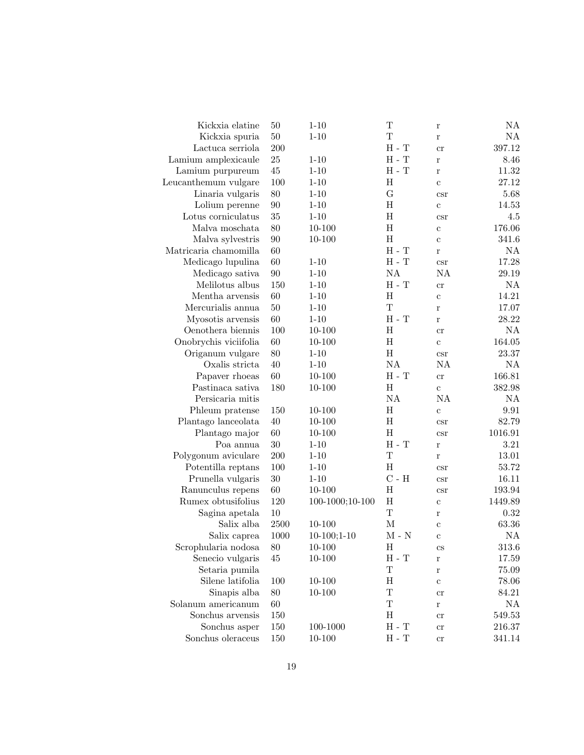| | | | | | |
|---|---|---|---|---|---|
| Kickxia elatine | 50 | 1-10 | T | r | NA |
| Kickxia spuria | 50 | 1-10 | T | r | NA |
| Lactuca serriola | 200 | | H - T | cr | 397.12 |
| Lamium amplexicaule | 25 | 1-10 | H - T | r | 8.46 |
| Lamium purpureum | 45 | 1-10 | H - T | r | 11.32 |
| Leucanthemum vulgare | 100 | 1-10 | H | c | 27.12 |
| Linaria vulgaris | 80 | 1-10 | G | csr | 5.68 |
| Lolium perenne | 90 | 1-10 | H | c | 14.53 |
| Lotus corniculatus | 35 | 1-10 | H | csr | 4.5 |
| Malva moschata | 80 | 10-100 | H | c | 176.06 |
| Malva sylvestris | 90 | 10-100 | H | c | 341.6 |
| Matricaria chamomilla | 60 | | H - T | r | NA |
| Medicago lupulina | 60 | 1-10 | H - T | csr | 17.28 |
| Medicago sativa | 90 | 1-10 | NA | NA | 29.19 |
| Melilotus albus | 150 | 1-10 | H - T | cr | NA |
| Mentha arvensis | 60 | 1-10 | H | c | 14.21 |
| Mercurialis annua | 50 | 1-10 | T | r | 17.07 |
| Myosotis arvensis | 60 | 1-10 | H - T | r | 28.22 |
| Oenothera biennis | 100 | 10-100 | H | cr | NA |
| Onobrychis viciifolia | 60 | 10-100 | H | c | 164.05 |
| Origanum vulgare | 80 | 1-10 | H | csr | 23.37 |
| Oxalis stricta | 40 | 1-10 | NA | NA | NA |
| Papaver rhoeas | 60 | 10-100 | H - T | cr | 166.81 |
| Pastinaca sativa | 180 | 10-100 | H | c | 382.98 |
| Persicaria mitis | | | NA | NA | NA |
| Phleum pratense | 150 | 10-100 | H | c | 9.91 |
| Plantago lanceolata | 40 | 10-100 | H | csr | 82.79 |
| Plantago major | 60 | 10-100 | H | csr | 1016.91 |
| Poa annua | 30 | 1-10 | H - T | r | 3.21 |
| Polygonum aviculare | 200 | 1-10 | T | r | 13.01 |
| Potentilla reptans | 100 | 1-10 | H | csr | 53.72 |
| Prunella vulgaris | 30 | 1-10 | C - H | csr | 16.11 |
| Ranunculus repens | 60 | 10-100 | H | csr | 193.94 |
| Rumex obtusifolius | 120 | 100-1000;10-100 | H | c | 1449.89 |
| Sagina apetala | 10 | | T | r | 0.32 |
| Salix alba | 2500 | 10-100 | M | c | 63.36 |
| Salix caprea | 1000 | 10-100;1-10 | M - N | c | NA |
| Scrophularia nodosa | 80 | 10-100 | H | cs | 313.6 |
| Senecio vulgaris | 45 | 10-100 | H - T | r | 17.59 |
| Setaria pumila | | | T | r | 75.09 |
| Silene latifolia | 100 | 10-100 | H | c | 78.06 |
| Sinapis alba | 80 | 10-100 | T | cr | 84.21 |
| Solanum americanum | 60 | | T | r | NA |
| Sonchus arvensis | 150 | | H | cr | 549.53 |
| Sonchus asper | 150 | 100-1000 | H - T | cr | 216.37 |
| Sonchus oleraceus | 150 | 10-100 | H - T | cr | 341.14 |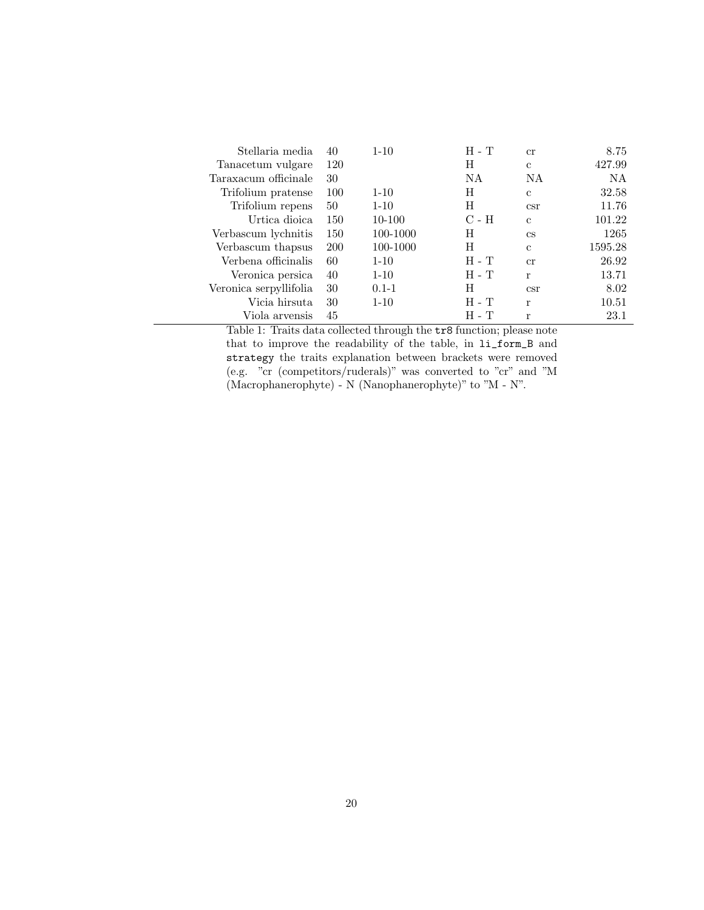| | | | | | |
|---|---|---|---|---|---|
| Stellaria media | 40 | 1-10 | H - T | cr | 8.75 |
| Tanacetum vulgare | 120 | | H | c | 427.99 |
| Taraxacum officinale | 30 | | NA | NA | NA |
| Trifolium pratense | 100 | 1-10 | H | c | 32.58 |
| Trifolium repens | 50 | 1-10 | H | csr | 11.76 |
| Urtica dioica | 150 | 10-100 | C - H | c | 101.22 |
| Verbascum lychnitis | 150 | 100-1000 | H | cs | 1265 |
| Verbascum thapsus | 200 | 100-1000 | H | c | 1595.28 |
| Verbena officinalis | 60 | 1-10 | H - T | cr | 26.92 |
| Veronica persica | 40 | 1-10 | H - T | r | 13.71 |
| Veronica serpyllifolia | 30 | 0.1-1 | H | csr | 8.02 |
| Vicia hirsuta | 30 | 1-10 | H - T | r | 10.51 |
| Viola arvensis | 45 | | H - T | r | 23.1 |

Table 1: Traits data collected through the `tr8` function; please note that to improve the readability of the table, in `li_form_B` and `strategy` the traits explanation between brackets were removed (e.g. "cr (competitors/ruderals)" was converted to "cr" and "M (Macrophanerophyte) - N (Nanophanerophyte)" to "M - N".